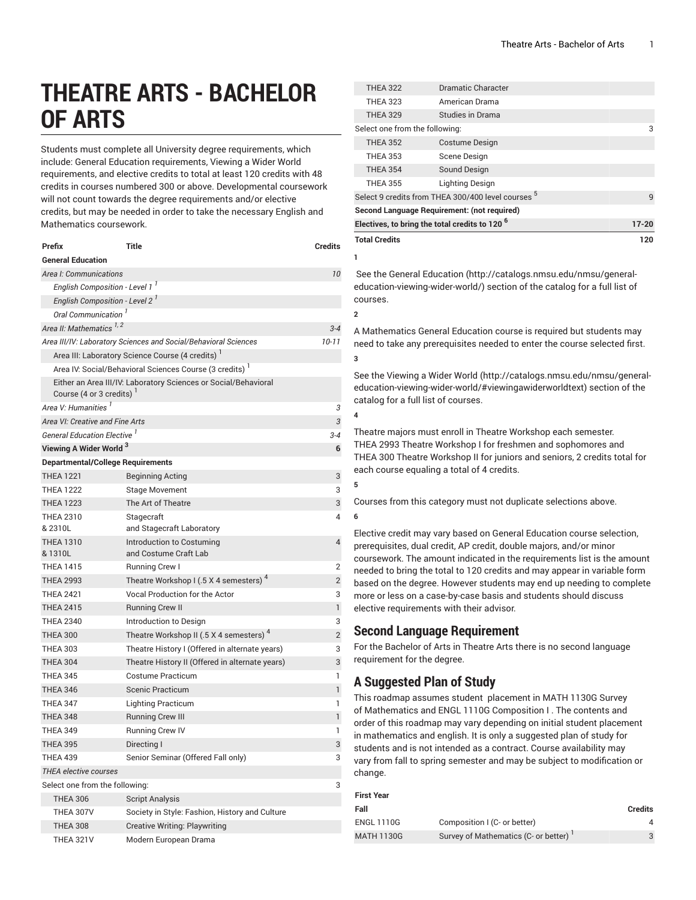# THEATRE ARTS - BACHELOR OF ARTS

Students must complete all University degree requirements, which include: General Education requirements, Viewing a Wider World requirements, and elective credits to total at least 120 credits with 48 credits in courses numbered 300 or above. Developmental coursework will not count towards the degree requirements and/or elective credits, but may be needed in order to take the necessary English and Mathematics coursework.

| Prefix | Title | Credits |
|---|---|---|
| **General Education** | | |
| *Area I: Communications* | | *10* |
| *English Composition - Level 1* [1] | | |
| *English Composition - Level 2* [1] | | |
| *Oral Communication* [1] | | |
| *Area II: Mathematics* [1, 2] | | *3-4* |
| *Area III/IV: Laboratory Sciences and Social/Behavioral Sciences* | | *10-11* |
| Area III: Laboratory Science Course (4 credits) [1] | | |
| Area IV: Social/Behavioral Sciences Course (3 credits) [1] | | |
| Either an Area III/IV: Laboratory Sciences or Social/Behavioral Course (4 or 3 credits) [1] | | |
| *Area V: Humanities* [1] | | *3* |
| *Area VI: Creative and Fine Arts* | | *3* |
| *General Education Elective* [1] | | *3-4* |
| **Viewing A Wider World** [3] | | **6** |
| **Departmental/College Requirements** | | |
| THEA 1221 | Beginning Acting | 3 |
| THEA 1222 | Stage Movement | 3 |
| THEA 1223 | The Art of Theatre | 3 |
| THEA 2310 & 2310L | Stagecraft and Stagecraft Laboratory | 4 |
| THEA 1310 & 1310L | Introduction to Costuming and Costume Craft Lab | 4 |
| THEA 1415 | Running Crew I | 2 |
| THEA 2993 | Theatre Workshop I (.5 X 4 semesters) [4] | 2 |
| THEA 2421 | Vocal Production for the Actor | 3 |
| THEA 2415 | Running Crew II | 1 |
| THEA 2340 | Introduction to Design | 3 |
| THEA 300 | Theatre Workshop II (.5 X 4 semesters) [4] | 2 |
| THEA 303 | Theatre History I (Offered in alternate years) | 3 |
| THEA 304 | Theatre History II (Offered in alternate years) | 3 |
| THEA 345 | Costume Practicum | 1 |
| THEA 346 | Scenic Practicum | 1 |
| THEA 347 | Lighting Practicum | 1 |
| THEA 348 | Running Crew III | 1 |
| THEA 349 | Running Crew IV | 1 |
| THEA 395 | Directing I | 3 |
| THEA 439 | Senior Seminar (Offered Fall only) | 3 |
| *THEA elective courses* | | |
| Select one from the following: | | 3 |
| THEA 306 | Script Analysis | |
| THEA 307V | Society in Style: Fashion, History and Culture | |
| THEA 308 | Creative Writing: Playwriting | |
| THEA 321V | Modern European Drama | |
| THEA 322 | Dramatic Character | |
| THEA 323 | American Drama | |
| THEA 329 | Studies in Drama | |
| Select one from the following: | | 3 |
| THEA 352 | Costume Design | |
| THEA 353 | Scene Design | |
| THEA 354 | Sound Design | |
| THEA 355 | Lighting Design | |
| Select 9 credits from THEA 300/400 level courses [5] | | 9 |
| **Second Language Requirement: (not required)** | | |
| **Electives, to bring the total credits to 120** [6] | | **17-20** |
| **Total Credits** | | **120** |

1

See the General Education (http://catalogs.nmsu.edu/nmsu/general-education-viewing-wider-world/) section of the catalog for a full list of courses.

2

A Mathematics General Education course is required but students may need to take any prerequisites needed to enter the course selected first.

3

See the Viewing a Wider World (http://catalogs.nmsu.edu/nmsu/general-education-viewing-wider-world/#viewingawiderworldtext) section of the catalog for a full list of courses.

4

Theatre majors must enroll in Theatre Workshop each semester. THEA 2993 Theatre Workshop I for freshmen and sophomores and THEA 300 Theatre Workshop II for juniors and seniors, 2 credits total for each course equaling a total of 4 credits.

5

Courses from this category must not duplicate selections above.

6

Elective credit may vary based on General Education course selection, prerequisites, dual credit, AP credit, double majors, and/or minor coursework. The amount indicated in the requirements list is the amount needed to bring the total to 120 credits and may appear in variable form based on the degree. However students may end up needing to complete more or less on a case-by-case basis and students should discuss elective requirements with their advisor.

## Second Language Requirement

For the Bachelor of Arts in Theatre Arts there is no second language requirement for the degree.

## A Suggested Plan of Study

This roadmap assumes student placement in MATH 1130G Survey of Mathematics and ENGL 1110G Composition I . The contents and order of this roadmap may vary depending on initial student placement in mathematics and english. It is only a suggested plan of study for students and is not intended as a contract. Course availability may vary from fall to spring semester and may be subject to modification or change.

| | | |
|---|---|---|
| **First Year** | | |
| **Fall** | | **Credits** |
| ENGL 1110G | Composition I (C- or better) | 4 |
| MATH 1130G | Survey of Mathematics (C- or better) [1] | 3 |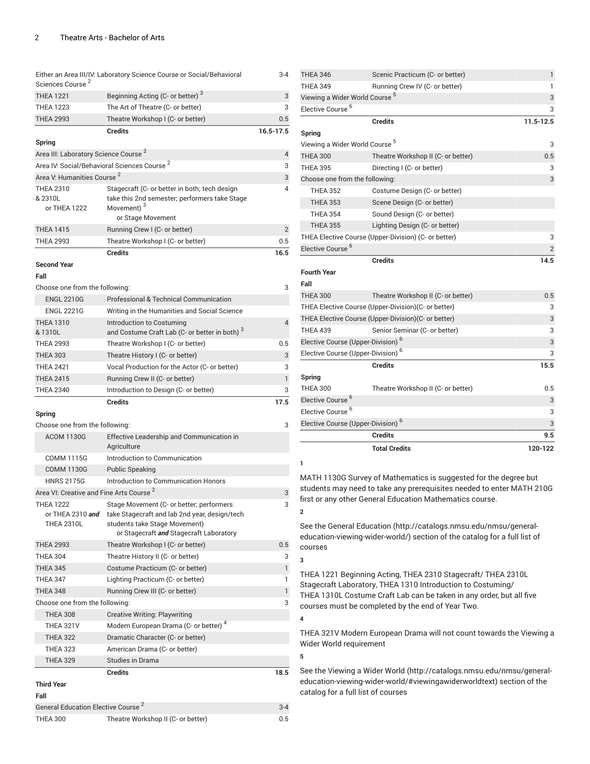| | | |
|---|---|---|
| Either an Area III/IV: Laboratory Science Course or Social/Behavioral Sciences Course [2] | | 3-4 |
| THEA 1221 | Beginning Acting (C- or better) [3] | 3 |
| THEA 1223 | The Art of Theatre (C- or better) | 3 |
| THEA 2993 | Theatre Workshop I (C- or better) | 0.5 |
| | **Credits** | **16.5-17.5** |
| **Spring** | | |
| Area III: Laboratory Science Course [2] | | 4 |
| Area IV: Social/Behavioral Sciences Course [2] | | 3 |
| Area V: Humanities Course [2] | | 3 |
| THEA 2310 & 2310L or THEA 1222 | Stagecraft (C- or better in both; tech design take this 2nd semester; performers take Stage Movement) [3] or Stage Movement | 4 |
| THEA 1415 | Running Crew I (C- or better) | 2 |
| THEA 2993 | Theatre Workshop I (C- or better) | 0.5 |
| | **Credits** | **16.5** |
| **Second Year** | | |
| **Fall** | | |
| Choose one from the following: | | 3 |
| ENGL 2210G | Professional & Technical Communication | |
| ENGL 2221G | Writing in the Humanities and Social Science | |
| THEA 1310 & 1310L | Introduction to Costuming and Costume Craft Lab (C- or better in both) [3] | 4 |
| THEA 2993 | Theatre Workshop I (C- or better) | 0.5 |
| THEA 303 | Theatre History I (C- or better) | 3 |
| THEA 2421 | Vocal Production for the Actor (C- or better) | 3 |
| THEA 2415 | Running Crew II (C- or better) | 1 |
| THEA 2340 | Introduction to Design (C- or better) | 3 |
| | **Credits** | **17.5** |
| **Spring** | | |
| Choose one from the following: | | 3 |
| ACOM 1130G | Effective Leadership and Communication in Agriculture | |
| COMM 1115G | Introduction to Communication | |
| COMM 1130G | Public Speaking | |
| HNRS 2175G | Introduction to Communication Honors | |
| Area VI: Creative and Fine Arts Course [2] | | 3 |
| THEA 1222 or THEA 2310 ***and*** THEA 2310L | Stage Movement (C- or better; performers take Stagecraft and lab 2nd year, design/tech students take Stage Movement) or Stagecraft ***and*** Stagecraft Laboratory | 3 |
| THEA 2993 | Theatre Workshop I (C- or better) | 0.5 |
| THEA 304 | Theatre History II (C- or better) | 3 |
| THEA 345 | Costume Practicum (C- or better) | 1 |
| THEA 347 | Lighting Practicum (C- or better) | 1 |
| THEA 348 | Running Crew III (C- or better) | 1 |
| Choose one from the following: | | 3 |
| THEA 308 | Creative Writing: Playwriting | |
| THEA 321V | Modern European Drama (C- or better) [4] | |
| THEA 322 | Dramatic Character (C- or better) | |
| THEA 323 | American Drama (C- or better) | |
| THEA 329 | Studies in Drama | |
| | **Credits** | **18.5** |
| **Third Year** | | |
| **Fall** | | |
| General Education Elective Course [2] | | 3-4 |
| THEA 300 | Theatre Workshop II (C- or better) | 0.5 |
| THEA 346 | Scenic Practicum (C- or better) | 1 |
| THEA 349 | Running Crew IV (C- or better) | 1 |
| Viewing a Wider World Course [5] | | 3 |
| Elective Course [6] | | 3 |
| | **Credits** | **11.5-12.5** |
| **Spring** | | |
| Viewing a Wider World Course [5] | | 3 |
| THEA 300 | Theatre Workshop II (C- or better) | 0.5 |
| THEA 395 | Directing I (C- or better) | 3 |
| Choose one from the following: | | 3 |
| THEA 352 | Costume Design (C- or better) | |
| THEA 353 | Scene Design (C- or better) | |
| THEA 354 | Sound Design (C- or better) | |
| THEA 355 | Lighting Design (C- or better) | |
| THEA Elective Course (Upper-Division) (C- or better) | | 3 |
| Elective Course [6] | | 2 |
| | **Credits** | **14.5** |
| **Fourth Year** | | |
| **Fall** | | |
| THEA 300 | Theatre Workshop II (C- or better) | 0.5 |
| THEA Elective Course (Upper-Division)(C- or better) | | 3 |
| THEA Elective Course (Upper-Division)(C- or better) | | 3 |
| THEA 439 | Senior Seminar (C- or better) | 3 |
| Elective Course (Upper-Division) [6] | | 3 |
| Elective Course (Upper-Division) [6] | | 3 |
| | **Credits** | **15.5** |
| **Spring** | | |
| THEA 300 | Theatre Workshop II (C- or better) | 0.5 |
| Elective Course [6] | | 3 |
| Elective Course [6] | | 3 |
| Elective Course (Upper-Division) [6] | | 3 |
| | **Credits** | **9.5** |
| | **Total Credits** | **120-122** |

**1**

MATH 1130G Survey of Mathematics is suggested for the degree but students may need to take any prerequisites needed to enter MATH 210G first or any other General Education Mathematics course.

**2**

See the General Education (http://catalogs.nmsu.edu/nmsu/general-education-viewing-wider-world/) section of the catalog for a full list of courses

**3**

THEA 1221 Beginning Acting, THEA 2310 Stagecraft/ THEA 2310L Stagecraft Laboratory, THEA 1310 Introduction to Costuming/ THEA 1310L Costume Craft Lab can be taken in any order, but all five courses must be completed by the end of Year Two.

**4**

THEA 321V Modern European Drama will not count towards the Viewing a Wider World requirement

**5**

See the Viewing a Wider World (http://catalogs.nmsu.edu/nmsu/general-education-viewing-wider-world/#viewingawiderworldtext) section of the catalog for a full list of courses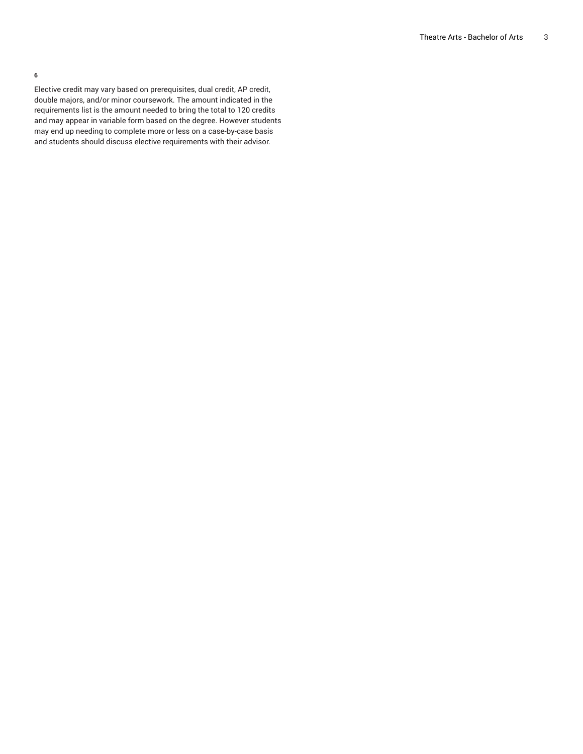**6**

Elective credit may vary based on prerequisites, dual credit, AP credit, double majors, and/or minor coursework. The amount indicated in the requirements list is the amount needed to bring the total to 120 credits and may appear in variable form based on the degree. However students may end up needing to complete more or less on a case-by-case basis and students should discuss elective requirements with their advisor.